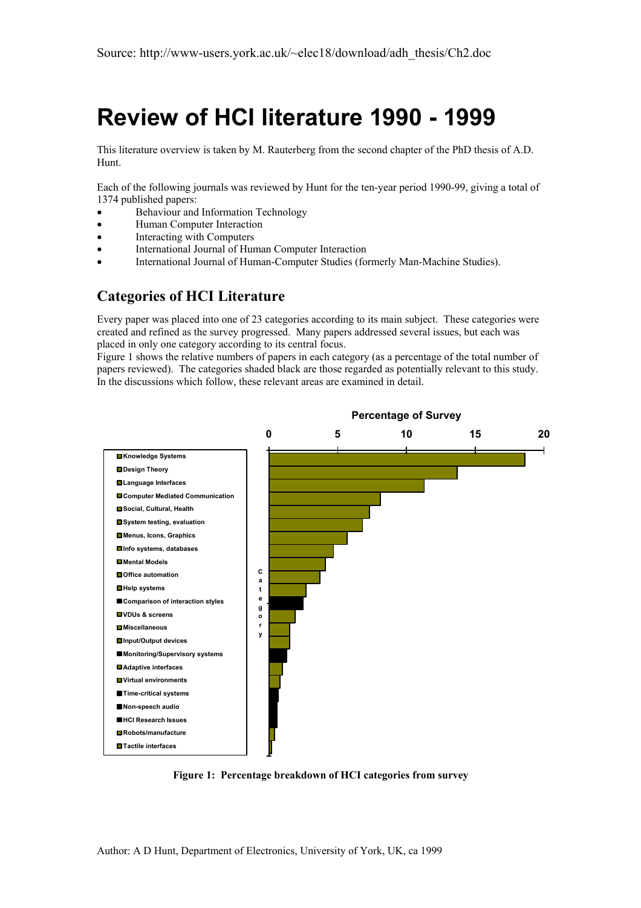Source: http://www-users.york.ac.uk/~elec18/download/adh_thesis/Ch2.doc

# Review of HCI literature 1990 - 1999

This literature overview is taken by M. Rauterberg from the second chapter of the PhD thesis of A.D. Hunt.

Each of the following journals was reviewed by Hunt for the ten-year period 1990-99, giving a total of 1374 published papers:

- Behaviour and Information Technology
- Human Computer Interaction
- Interacting with Computers
- International Journal of Human Computer Interaction
- International Journal of Human-Computer Studies (formerly Man-Machine Studies).

## Categories of HCI Literature

Every paper was placed into one of 23 categories according to its main subject. These categories were created and refined as the survey progressed. Many papers addressed several issues, but each was placed in only one category according to its central focus.

Figure 1 shows the relative numbers of papers in each category (as a percentage of the total number of papers reviewed). The categories shaded black are those regarded as potentially relevant to this study. In the discussions which follow, these relevant areas are examined in detail.

Percentage of Survey

0 5 10 15 20

Category

Knowledge Systems
Design Theory
Language Interfaces
Computer Mediated Communication
Social, Cultural, Health
System testing, evaluation
Menus, Icons, Graphics
Info systems, databases
Mental Models
Office automation
Help systems
Comparison of interaction styles
VDUs & screens
Miscellaneous
Input/Output devices
Monitoring/Supervisory systems
Adaptive interfaces
Virtual environments
Time-critical systems
Non-speech audio
HCI Research Issues
Robots/manufacture
Tactile interfaces

**Figure 1: Percentage breakdown of HCI categories from survey**

Author: A D Hunt, Department of Electronics, University of York, UK, ca 1999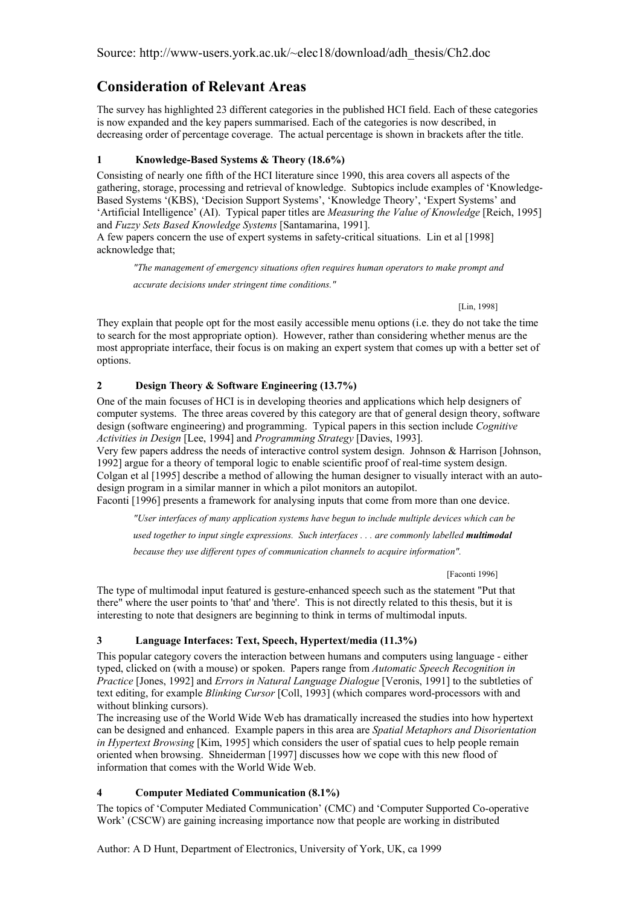Source: http://www-users.york.ac.uk/~elec18/download/adh_thesis/Ch2.doc

# Consideration of Relevant Areas

The survey has highlighted 23 different categories in the published HCI field. Each of these categories is now expanded and the key papers summarised. Each of the categories is now described, in decreasing order of percentage coverage. The actual percentage is shown in brackets after the title.

### 1 Knowledge-Based Systems & Theory (18.6%)

Consisting of nearly one fifth of the HCI literature since 1990, this area covers all aspects of the gathering, storage, processing and retrieval of knowledge. Subtopics include examples of 'Knowledge-Based Systems '(KBS), 'Decision Support Systems', 'Knowledge Theory', 'Expert Systems' and 'Artificial Intelligence' (AI). Typical paper titles are *Measuring the Value of Knowledge* [Reich, 1995] and *Fuzzy Sets Based Knowledge Systems* [Santamarina, 1991].

A few papers concern the use of expert systems in safety-critical situations. Lin et al [1998] acknowledge that;

> *"The management of emergency situations often requires human operators to make prompt and accurate decisions under stringent time conditions."*
>
> [Lin, 1998]

They explain that people opt for the most easily accessible menu options (i.e. they do not take the time to search for the most appropriate option). However, rather than considering whether menus are the most appropriate interface, their focus is on making an expert system that comes up with a better set of options.

### 2 Design Theory & Software Engineering (13.7%)

One of the main focuses of HCI is in developing theories and applications which help designers of computer systems. The three areas covered by this category are that of general design theory, software design (software engineering) and programming. Typical papers in this section include *Cognitive Activities in Design* [Lee, 1994] and *Programming Strategy* [Davies, 1993].

Very few papers address the needs of interactive control system design. Johnson & Harrison [Johnson, 1992] argue for a theory of temporal logic to enable scientific proof of real-time system design. Colgan et al [1995] describe a method of allowing the human designer to visually interact with an auto-design program in a similar manner in which a pilot monitors an autopilot.

Faconti [1996] presents a framework for analysing inputs that come from more than one device.

> *"User interfaces of many application systems have begun to include multiple devices which can be used together to input single expressions. Such interfaces . . . are commonly labelled **multimodal** because they use different types of communication channels to acquire information".*
>
> [Faconti 1996]

The type of multimodal input featured is gesture-enhanced speech such as the statement "Put that there" where the user points to 'that' and 'there'. This is not directly related to this thesis, but it is interesting to note that designers are beginning to think in terms of multimodal inputs.

### 3 Language Interfaces: Text, Speech, Hypertext/media (11.3%)

This popular category covers the interaction between humans and computers using language - either typed, clicked on (with a mouse) or spoken. Papers range from *Automatic Speech Recognition in Practice* [Jones, 1992] and *Errors in Natural Language Dialogue* [Veronis, 1991] to the subtleties of text editing, for example *Blinking Cursor* [Coll, 1993] (which compares word-processors with and without blinking cursors).

The increasing use of the World Wide Web has dramatically increased the studies into how hypertext can be designed and enhanced. Example papers in this area are *Spatial Metaphors and Disorientation in Hypertext Browsing* [Kim, 1995] which considers the user of spatial cues to help people remain oriented when browsing. Shneiderman [1997] discusses how we cope with this new flood of information that comes with the World Wide Web.

### 4 Computer Mediated Communication (8.1%)

The topics of 'Computer Mediated Communication' (CMC) and 'Computer Supported Co-operative Work' (CSCW) are gaining increasing importance now that people are working in distributed

Author: A D Hunt, Department of Electronics, University of York, UK, ca 1999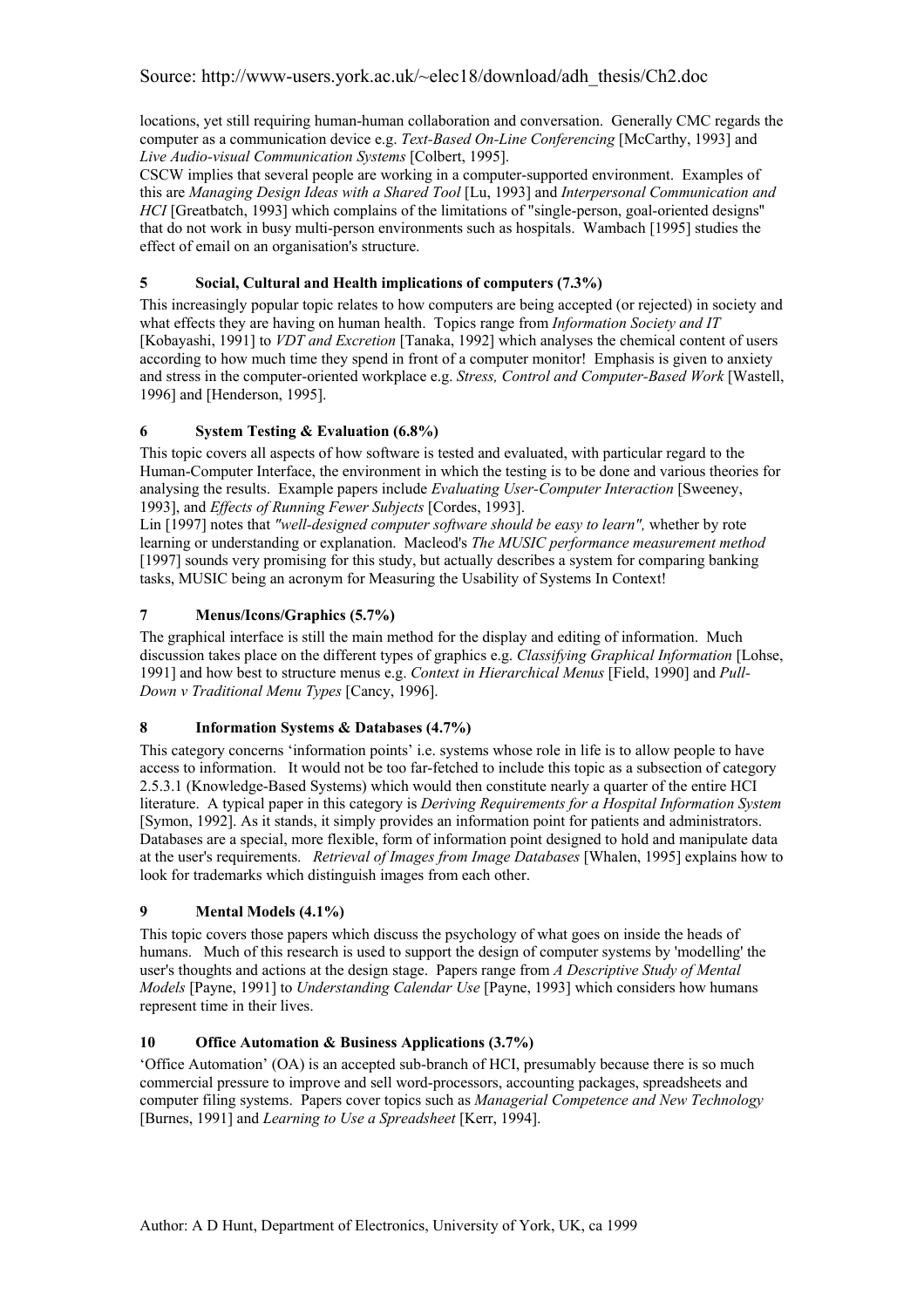locations, yet still requiring human-human collaboration and conversation. Generally CMC regards the computer as a communication device e.g. *Text-Based On-Line Conferencing* [McCarthy, 1993] and *Live Audio-visual Communication Systems* [Colbert, 1995].

CSCW implies that several people are working in a computer-supported environment. Examples of this are *Managing Design Ideas with a Shared Tool* [Lu, 1993] and *Interpersonal Communication and HCI* [Greatbatch, 1993] which complains of the limitations of "single-person, goal-oriented designs" that do not work in busy multi-person environments such as hospitals. Wambach [1995] studies the effect of email on an organisation's structure.

### 5 Social, Cultural and Health implications of computers (7.3%)

This increasingly popular topic relates to how computers are being accepted (or rejected) in society and what effects they are having on human health. Topics range from *Information Society and IT* [Kobayashi, 1991] to *VDT and Excretion* [Tanaka, 1992] which analyses the chemical content of users according to how much time they spend in front of a computer monitor! Emphasis is given to anxiety and stress in the computer-oriented workplace e.g. *Stress, Control and Computer-Based Work* [Wastell, 1996] and [Henderson, 1995].

### 6 System Testing & Evaluation (6.8%)

This topic covers all aspects of how software is tested and evaluated, with particular regard to the Human-Computer Interface, the environment in which the testing is to be done and various theories for analysing the results. Example papers include *Evaluating User-Computer Interaction* [Sweeney, 1993], and *Effects of Running Fewer Subjects* [Cordes, 1993].

Lin [1997] notes that *"well-designed computer software should be easy to learn",* whether by rote learning or understanding or explanation. Macleod's *The MUSIC performance measurement method* [1997] sounds very promising for this study, but actually describes a system for comparing banking tasks, MUSIC being an acronym for Measuring the Usability of Systems In Context!

### 7 Menus/Icons/Graphics (5.7%)

The graphical interface is still the main method for the display and editing of information. Much discussion takes place on the different types of graphics e.g. *Classifying Graphical Information* [Lohse, 1991] and how best to structure menus e.g. *Context in Hierarchical Menus* [Field, 1990] and *Pull-Down v Traditional Menu Types* [Cancy, 1996].

### 8 Information Systems & Databases (4.7%)

This category concerns 'information points' i.e. systems whose role in life is to allow people to have access to information. It would not be too far-fetched to include this topic as a subsection of category 2.5.3.1 (Knowledge-Based Systems) which would then constitute nearly a quarter of the entire HCI literature. A typical paper in this category is *Deriving Requirements for a Hospital Information System* [Symon, 1992]. As it stands, it simply provides an information point for patients and administrators. Databases are a special, more flexible, form of information point designed to hold and manipulate data at the user's requirements. *Retrieval of Images from Image Databases* [Whalen, 1995] explains how to look for trademarks which distinguish images from each other.

### 9 Mental Models (4.1%)

This topic covers those papers which discuss the psychology of what goes on inside the heads of humans. Much of this research is used to support the design of computer systems by 'modelling' the user's thoughts and actions at the design stage. Papers range from *A Descriptive Study of Mental Models* [Payne, 1991] to *Understanding Calendar Use* [Payne, 1993] which considers how humans represent time in their lives.

### 10 Office Automation & Business Applications (3.7%)

'Office Automation' (OA) is an accepted sub-branch of HCI, presumably because there is so much commercial pressure to improve and sell word-processors, accounting packages, spreadsheets and computer filing systems. Papers cover topics such as *Managerial Competence and New Technology* [Burnes, 1991] and *Learning to Use a Spreadsheet* [Kerr, 1994].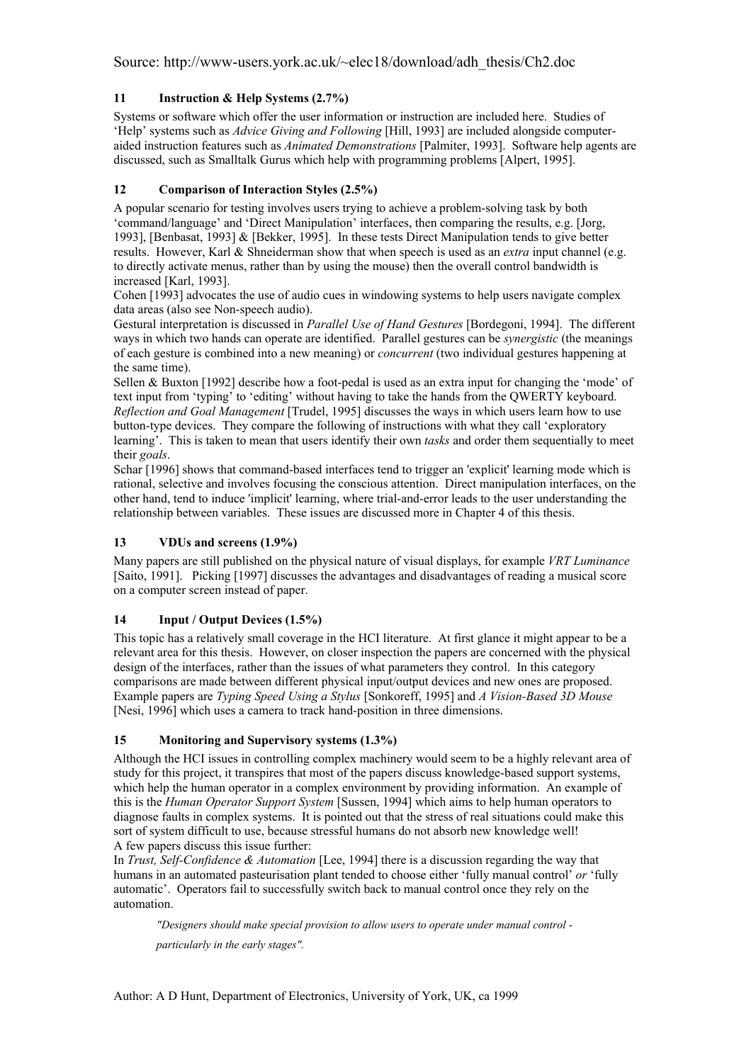## 11 Instruction & Help Systems (2.7%)

Systems or software which offer the user information or instruction are included here. Studies of 'Help' systems such as *Advice Giving and Following* [Hill, 1993] are included alongside computer-aided instruction features such as *Animated Demonstrations* [Palmiter, 1993]. Software help agents are discussed, such as Smalltalk Gurus which help with programming problems [Alpert, 1995].

## 12 Comparison of Interaction Styles (2.5%)

A popular scenario for testing involves users trying to achieve a problem-solving task by both 'command/language' and 'Direct Manipulation' interfaces, then comparing the results, e.g. [Jorg, 1993], [Benbasat, 1993] & [Bekker, 1995]. In these tests Direct Manipulation tends to give better results. However, Karl & Shneiderman show that when speech is used as an *extra* input channel (e.g. to directly activate menus, rather than by using the mouse) then the overall control bandwidth is increased [Karl, 1993].

Cohen [1993] advocates the use of audio cues in windowing systems to help users navigate complex data areas (also see Non-speech audio).

Gestural interpretation is discussed in *Parallel Use of Hand Gestures* [Bordegoni, 1994]. The different ways in which two hands can operate are identified. Parallel gestures can be *synergistic* (the meanings of each gesture is combined into a new meaning) or *concurrent* (two individual gestures happening at the same time).

Sellen & Buxton [1992] describe how a foot-pedal is used as an extra input for changing the 'mode' of text input from 'typing' to 'editing' without having to take the hands from the QWERTY keyboard.

*Reflection and Goal Management* [Trudel, 1995] discusses the ways in which users learn how to use button-type devices. They compare the following of instructions with what they call 'exploratory learning'. This is taken to mean that users identify their own *tasks* and order them sequentially to meet their *goals*.

Schar [1996] shows that command-based interfaces tend to trigger an 'explicit' learning mode which is rational, selective and involves focusing the conscious attention. Direct manipulation interfaces, on the other hand, tend to induce 'implicit' learning, where trial-and-error leads to the user understanding the relationship between variables. These issues are discussed more in Chapter 4 of this thesis.

## 13 VDUs and screens (1.9%)

Many papers are still published on the physical nature of visual displays, for example *VRT Luminance* [Saito, 1991]. Picking [1997] discusses the advantages and disadvantages of reading a musical score on a computer screen instead of paper.

## 14 Input / Output Devices (1.5%)

This topic has a relatively small coverage in the HCI literature. At first glance it might appear to be a relevant area for this thesis. However, on closer inspection the papers are concerned with the physical design of the interfaces, rather than the issues of what parameters they control. In this category comparisons are made between different physical input/output devices and new ones are proposed. Example papers are *Typing Speed Using a Stylus* [Sonkoreff, 1995] and *A Vision-Based 3D Mouse* [Nesi, 1996] which uses a camera to track hand-position in three dimensions.

## 15 Monitoring and Supervisory systems (1.3%)

Although the HCI issues in controlling complex machinery would seem to be a highly relevant area of study for this project, it transpires that most of the papers discuss knowledge-based support systems, which help the human operator in a complex environment by providing information. An example of this is the *Human Operator Support System* [Sussen, 1994] which aims to help human operators to diagnose faults in complex systems. It is pointed out that the stress of real situations could make this sort of system difficult to use, because stressful humans do not absorb new knowledge well!

A few papers discuss this issue further:

In *Trust, Self-Confidence & Automation* [Lee, 1994] there is a discussion regarding the way that humans in an automated pasteurisation plant tended to choose either 'fully manual control' *or* 'fully automatic'. Operators fail to successfully switch back to manual control once they rely on the automation.

> *"Designers should make special provision to allow users to operate under manual control - particularly in the early stages".*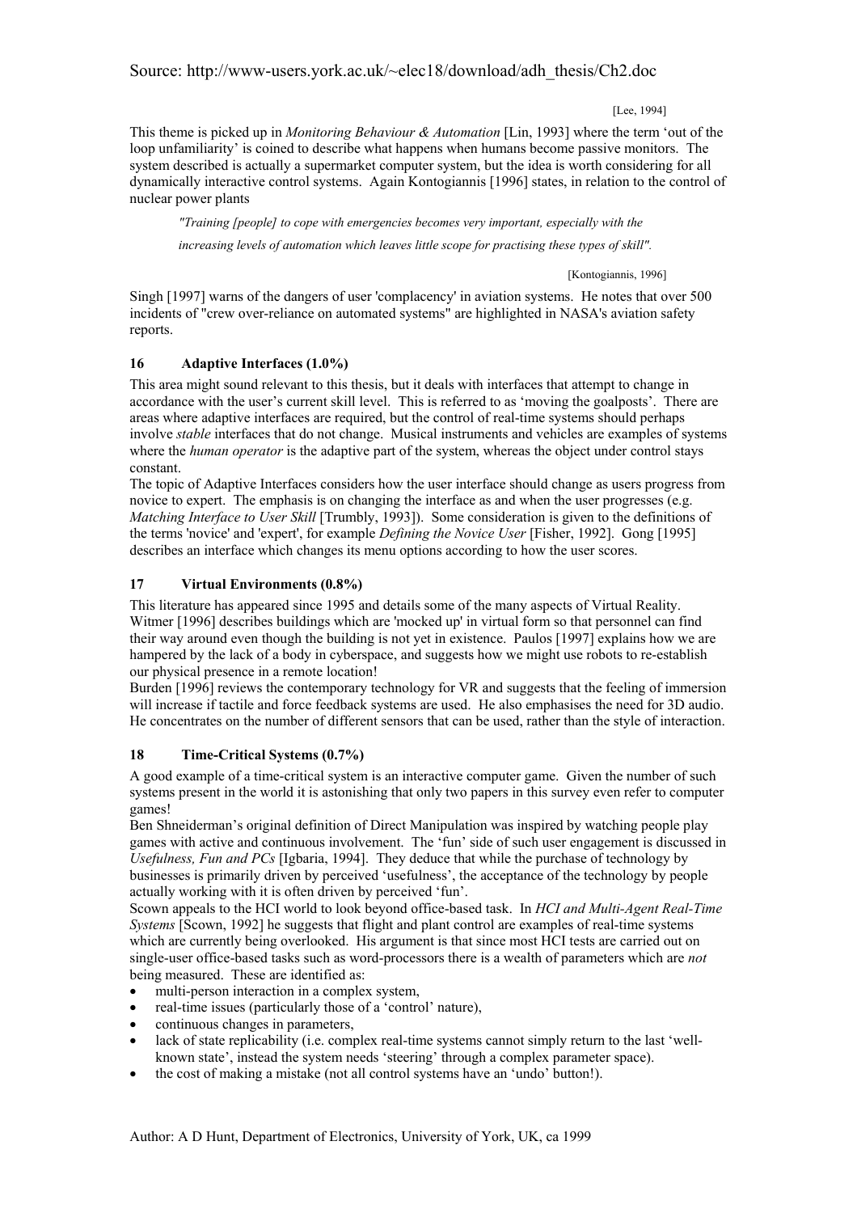[Lee, 1994]

This theme is picked up in *Monitoring Behaviour & Automation* [Lin, 1993] where the term 'out of the loop unfamiliarity' is coined to describe what happens when humans become passive monitors. The system described is actually a supermarket computer system, but the idea is worth considering for all dynamically interactive control systems. Again Kontogiannis [1996] states, in relation to the control of nuclear power plants

> *"Training [people] to cope with emergencies becomes very important, especially with the increasing levels of automation which leaves little scope for practising these types of skill".*
>
> [Kontogiannis, 1996]

Singh [1997] warns of the dangers of user 'complacency' in aviation systems. He notes that over 500 incidents of "crew over-reliance on automated systems" are highlighted in NASA's aviation safety reports.

### 16 Adaptive Interfaces (1.0%)

This area might sound relevant to this thesis, but it deals with interfaces that attempt to change in accordance with the user's current skill level. This is referred to as 'moving the goalposts'. There are areas where adaptive interfaces are required, but the control of real-time systems should perhaps involve *stable* interfaces that do not change. Musical instruments and vehicles are examples of systems where the *human operator* is the adaptive part of the system, whereas the object under control stays constant.

The topic of Adaptive Interfaces considers how the user interface should change as users progress from novice to expert. The emphasis is on changing the interface as and when the user progresses (e.g. *Matching Interface to User Skill* [Trumbly, 1993]). Some consideration is given to the definitions of the terms 'novice' and 'expert', for example *Defining the Novice User* [Fisher, 1992]. Gong [1995] describes an interface which changes its menu options according to how the user scores.

### 17 Virtual Environments (0.8%)

This literature has appeared since 1995 and details some of the many aspects of Virtual Reality. Witmer [1996] describes buildings which are 'mocked up' in virtual form so that personnel can find their way around even though the building is not yet in existence. Paulos [1997] explains how we are hampered by the lack of a body in cyberspace, and suggests how we might use robots to re-establish our physical presence in a remote location!

Burden [1996] reviews the contemporary technology for VR and suggests that the feeling of immersion will increase if tactile and force feedback systems are used. He also emphasises the need for 3D audio. He concentrates on the number of different sensors that can be used, rather than the style of interaction.

### 18 Time-Critical Systems (0.7%)

A good example of a time-critical system is an interactive computer game. Given the number of such systems present in the world it is astonishing that only two papers in this survey even refer to computer games!

Ben Shneiderman's original definition of Direct Manipulation was inspired by watching people play games with active and continuous involvement. The 'fun' side of such user engagement is discussed in *Usefulness, Fun and PCs* [Igbaria, 1994]. They deduce that while the purchase of technology by businesses is primarily driven by perceived 'usefulness', the acceptance of the technology by people actually working with it is often driven by perceived 'fun'.

Scown appeals to the HCI world to look beyond office-based task. In *HCI and Multi-Agent Real-Time Systems* [Scown, 1992] he suggests that flight and plant control are examples of real-time systems which are currently being overlooked. His argument is that since most HCI tests are carried out on single-user office-based tasks such as word-processors there is a wealth of parameters which are *not* being measured. These are identified as:

- multi-person interaction in a complex system,
- real-time issues (particularly those of a 'control' nature),
- continuous changes in parameters,
- lack of state replicability (i.e. complex real-time systems cannot simply return to the last 'well-known state', instead the system needs 'steering' through a complex parameter space).
- the cost of making a mistake (not all control systems have an 'undo' button!).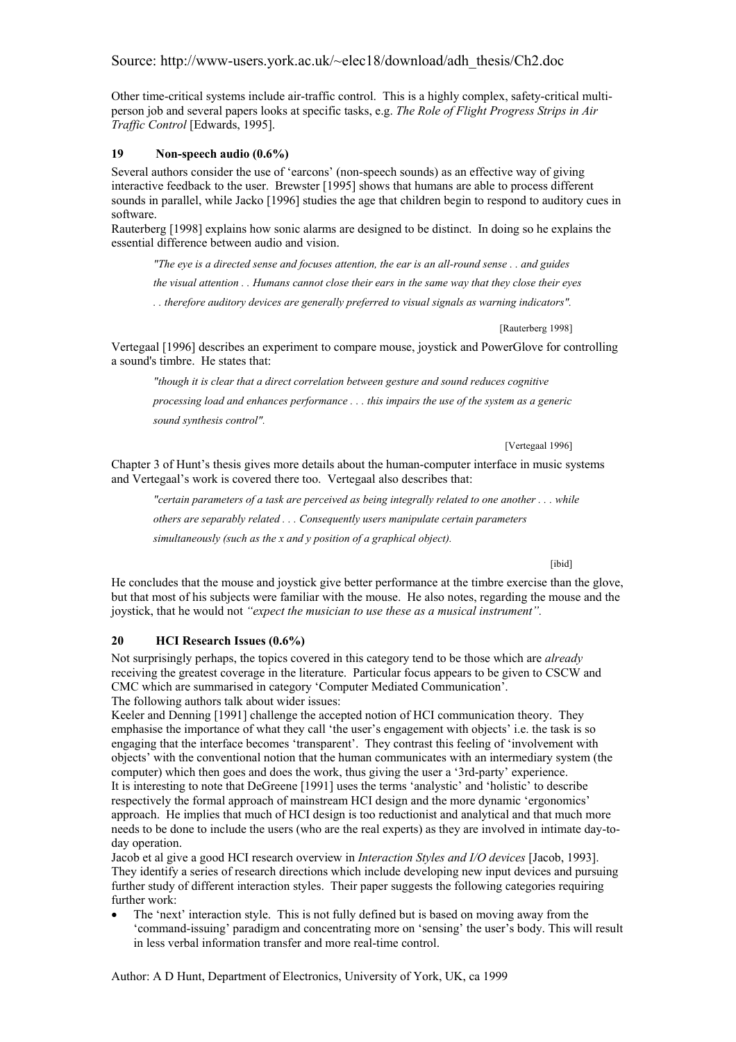Other time-critical systems include air-traffic control. This is a highly complex, safety-critical multi-person job and several papers looks at specific tasks, e.g. *The Role of Flight Progress Strips in Air Traffic Control* [Edwards, 1995].

## 19 Non-speech audio (0.6%)

Several authors consider the use of 'earcons' (non-speech sounds) as an effective way of giving interactive feedback to the user. Brewster [1995] shows that humans are able to process different sounds in parallel, while Jacko [1996] studies the age that children begin to respond to auditory cues in software.

Rauterberg [1998] explains how sonic alarms are designed to be distinct. In doing so he explains the essential difference between audio and vision.

> *"The eye is a directed sense and focuses attention, the ear is an all-round sense . . and guides the visual attention . . Humans cannot close their ears in the same way that they close their eyes . . therefore auditory devices are generally preferred to visual signals as warning indicators".*
>
> [Rauterberg 1998]

Vertegaal [1996] describes an experiment to compare mouse, joystick and PowerGlove for controlling a sound's timbre. He states that:

> *"though it is clear that a direct correlation between gesture and sound reduces cognitive processing load and enhances performance . . . this impairs the use of the system as a generic sound synthesis control".*
>
> [Vertegaal 1996]

Chapter 3 of Hunt's thesis gives more details about the human-computer interface in music systems and Vertegaal's work is covered there too. Vertegaal also describes that:

> *"certain parameters of a task are perceived as being integrally related to one another . . . while others are separably related . . . Consequently users manipulate certain parameters simultaneously (such as the x and y position of a graphical object).*
>
> [ibid]

He concludes that the mouse and joystick give better performance at the timbre exercise than the glove, but that most of his subjects were familiar with the mouse. He also notes, regarding the mouse and the joystick, that he would not *"expect the musician to use these as a musical instrument".*

## 20 HCI Research Issues (0.6%)

Not surprisingly perhaps, the topics covered in this category tend to be those which are *already* receiving the greatest coverage in the literature. Particular focus appears to be given to CSCW and CMC which are summarised in category 'Computer Mediated Communication'.

The following authors talk about wider issues:

Keeler and Denning [1991] challenge the accepted notion of HCI communication theory. They emphasise the importance of what they call 'the user's engagement with objects' i.e. the task is so engaging that the interface becomes 'transparent'. They contrast this feeling of 'involvement with objects' with the conventional notion that the human communicates with an intermediary system (the computer) which then goes and does the work, thus giving the user a '3rd-party' experience.

It is interesting to note that DeGreene [1991] uses the terms 'analystic' and 'holistic' to describe respectively the formal approach of mainstream HCI design and the more dynamic 'ergonomics' approach. He implies that much of HCI design is too reductionist and analytical and that much more needs to be done to include the users (who are the real experts) as they are involved in intimate day-to-day operation.

Jacob et al give a good HCI research overview in *Interaction Styles and I/O devices* [Jacob, 1993]. They identify a series of research directions which include developing new input devices and pursuing further study of different interaction styles. Their paper suggests the following categories requiring further work:

- The 'next' interaction style. This is not fully defined but is based on moving away from the 'command-issuing' paradigm and concentrating more on 'sensing' the user's body. This will result in less verbal information transfer and more real-time control.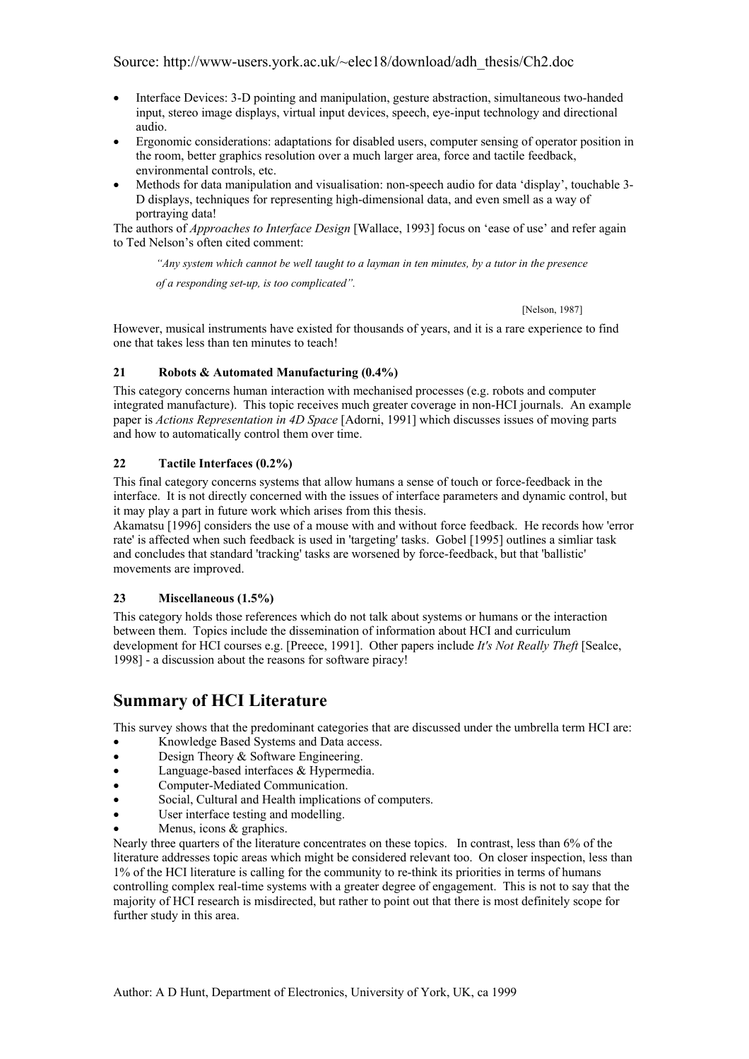- Interface Devices: 3-D pointing and manipulation, gesture abstraction, simultaneous two-handed input, stereo image displays, virtual input devices, speech, eye-input technology and directional audio.
- Ergonomic considerations: adaptations for disabled users, computer sensing of operator position in the room, better graphics resolution over a much larger area, force and tactile feedback, environmental controls, etc.
- Methods for data manipulation and visualisation: non-speech audio for data 'display', touchable 3-D displays, techniques for representing high-dimensional data, and even smell as a way of portraying data!

The authors of *Approaches to Interface Design* [Wallace, 1993] focus on 'ease of use' and refer again to Ted Nelson's often cited comment:

> *"Any system which cannot be well taught to a layman in ten minutes, by a tutor in the presence of a responding set-up, is too complicated".*
>
> [Nelson, 1987]

However, musical instruments have existed for thousands of years, and it is a rare experience to find one that takes less than ten minutes to teach!

### 21 Robots & Automated Manufacturing (0.4%)

This category concerns human interaction with mechanised processes (e.g. robots and computer integrated manufacture). This topic receives much greater coverage in non-HCI journals. An example paper is *Actions Representation in 4D Space* [Adorni, 1991] which discusses issues of moving parts and how to automatically control them over time.

### 22 Tactile Interfaces (0.2%)

This final category concerns systems that allow humans a sense of touch or force-feedback in the interface. It is not directly concerned with the issues of interface parameters and dynamic control, but it may play a part in future work which arises from this thesis.

Akamatsu [1996] considers the use of a mouse with and without force feedback. He records how 'error rate' is affected when such feedback is used in 'targeting' tasks. Gobel [1995] outlines a simliar task and concludes that standard 'tracking' tasks are worsened by force-feedback, but that 'ballistic' movements are improved.

### 23 Miscellaneous (1.5%)

This category holds those references which do not talk about systems or humans or the interaction between them. Topics include the dissemination of information about HCI and curriculum development for HCI courses e.g. [Preece, 1991]. Other papers include *It's Not Really Theft* [Sealce, 1998] - a discussion about the reasons for software piracy!

## Summary of HCI Literature

This survey shows that the predominant categories that are discussed under the umbrella term HCI are:

- Knowledge Based Systems and Data access.
- Design Theory & Software Engineering.
- Language-based interfaces & Hypermedia.
- Computer-Mediated Communication.
- Social, Cultural and Health implications of computers.
- User interface testing and modelling.
- Menus, icons & graphics.

Nearly three quarters of the literature concentrates on these topics. In contrast, less than 6% of the literature addresses topic areas which might be considered relevant too. On closer inspection, less than 1% of the HCI literature is calling for the community to re-think its priorities in terms of humans controlling complex real-time systems with a greater degree of engagement. This is not to say that the majority of HCI research is misdirected, but rather to point out that there is most definitely scope for further study in this area.